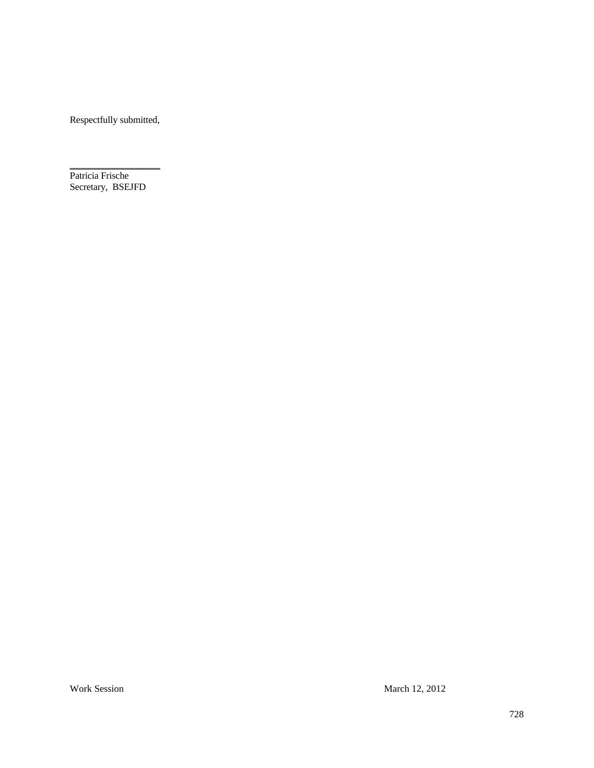Respectfully submitted,

\_\_\_\_\_\_\_\_\_\_\_\_\_\_\_\_\_\_

Patricia Frische
Secretary, BSEJFD

Respectfully submitted,

__________________

Patricia Frische
Secretary, BSEJFD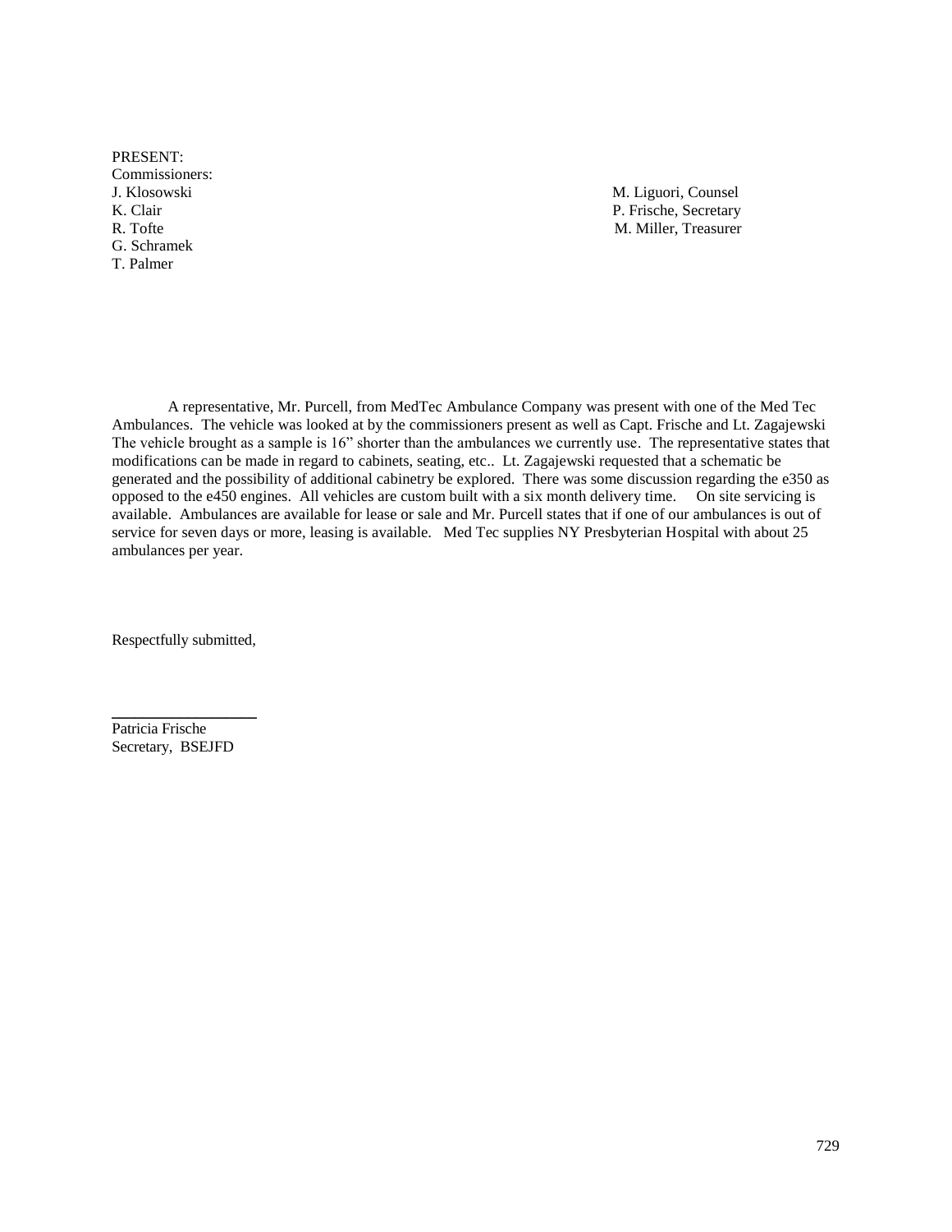PRESENT:

Commissioners:

J. Klosowski
K. Clair
R. Tofte
G. Schramek
T. Palmer

M. Liguori, Counsel
P. Frische, Secretary
M. Miller, Treasurer

A representative, Mr. Purcell, from MedTec Ambulance Company was present with one of the Med Tec Ambulances. The vehicle was looked at by the commissioners present as well as Capt. Frische and Lt. Zagajewski The vehicle brought as a sample is 16" shorter than the ambulances we currently use. The representative states that modifications can be made in regard to cabinets, seating, etc.. Lt. Zagajewski requested that a schematic be generated and the possibility of additional cabinetry be explored. There was some discussion regarding the e350 as opposed to the e450 engines. All vehicles are custom built with a six month delivery time. On site servicing is available. Ambulances are available for lease or sale and Mr. Purcell states that if one of our ambulances is out of service for seven days or more, leasing is available. Med Tec supplies NY Presbyterian Hospital with about 25 ambulances per year.

Respectfully submitted,

Patricia Frische
Secretary, BSEJFD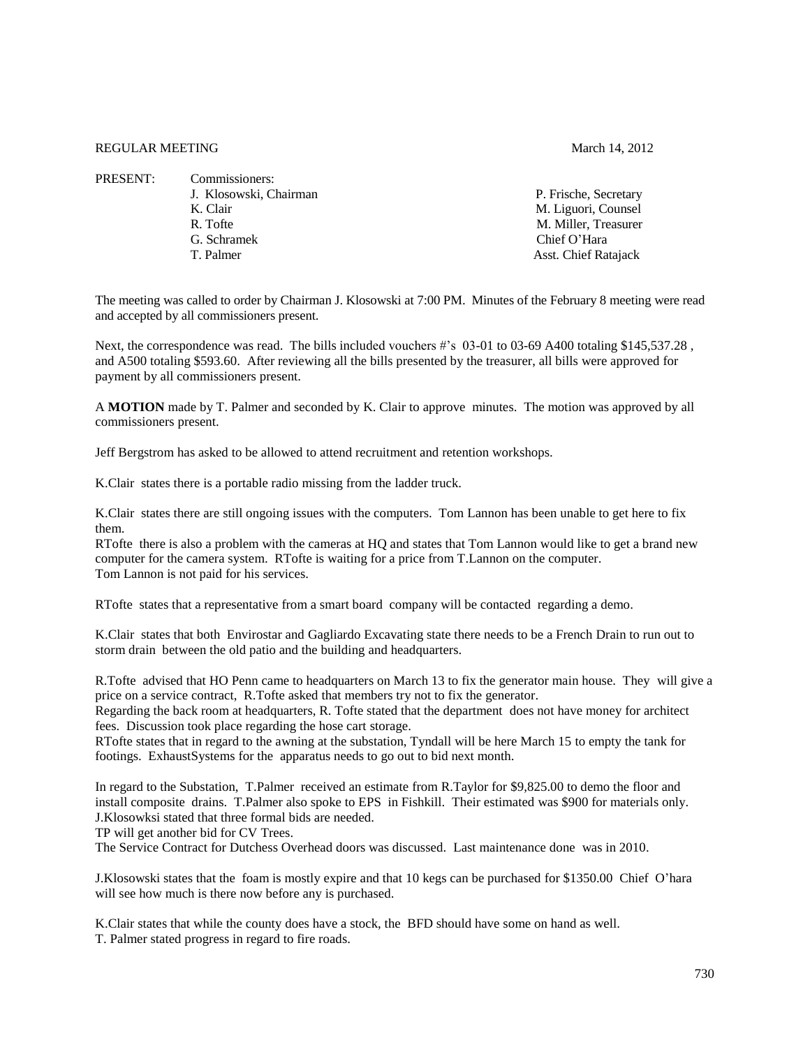REGULAR MEETING March 14, 2012

PRESENT: Commissioners:

| | |
|---|---|
| J. Klosowski, Chairman | P. Frische, Secretary |
| K. Clair | M. Liguori, Counsel |
| R. Tofte | M. Miller, Treasurer |
| G. Schramek | Chief O'Hara |
| T. Palmer | Asst. Chief Ratajack |

The meeting was called to order by Chairman J. Klosowski at 7:00 PM. Minutes of the February 8 meeting were read and accepted by all commissioners present.

Next, the correspondence was read. The bills included vouchers #'s 03-01 to 03-69 A400 totaling $145,537.28 , and A500 totaling $593.60. After reviewing all the bills presented by the treasurer, all bills were approved for payment by all commissioners present.

A **MOTION** made by T. Palmer and seconded by K. Clair to approve minutes. The motion was approved by all commissioners present.

Jeff Bergstrom has asked to be allowed to attend recruitment and retention workshops.

K.Clair states there is a portable radio missing from the ladder truck.

K.Clair states there are still ongoing issues with the computers. Tom Lannon has been unable to get here to fix them.
RTofte there is also a problem with the cameras at HQ and states that Tom Lannon would like to get a brand new computer for the camera system. RTofte is waiting for a price from T.Lannon on the computer.
Tom Lannon is not paid for his services.

RTofte states that a representative from a smart board company will be contacted regarding a demo.

K.Clair states that both Envirostar and Gagliardo Excavating state there needs to be a French Drain to run out to storm drain between the old patio and the building and headquarters.

R.Tofte advised that HO Penn came to headquarters on March 13 to fix the generator main house. They will give a price on a service contract, R.Tofte asked that members try not to fix the generator.
Regarding the back room at headquarters, R. Tofte stated that the department does not have money for architect fees. Discussion took place regarding the hose cart storage.
RTofte states that in regard to the awning at the substation, Tyndall will be here March 15 to empty the tank for footings. ExhaustSystems for the apparatus needs to go out to bid next month.

In regard to the Substation, T.Palmer received an estimate from R.Taylor for $9,825.00 to demo the floor and install composite drains. T.Palmer also spoke to EPS in Fishkill. Their estimated was $900 for materials only.
J.Klosowksi stated that three formal bids are needed.
TP will get another bid for CV Trees.
The Service Contract for Dutchess Overhead doors was discussed. Last maintenance done was in 2010.

J.Klosowski states that the foam is mostly expire and that 10 kegs can be purchased for $1350.00 Chief O'hara will see how much is there now before any is purchased.

K.Clair states that while the county does have a stock, the BFD should have some on hand as well.
T. Palmer stated progress in regard to fire roads.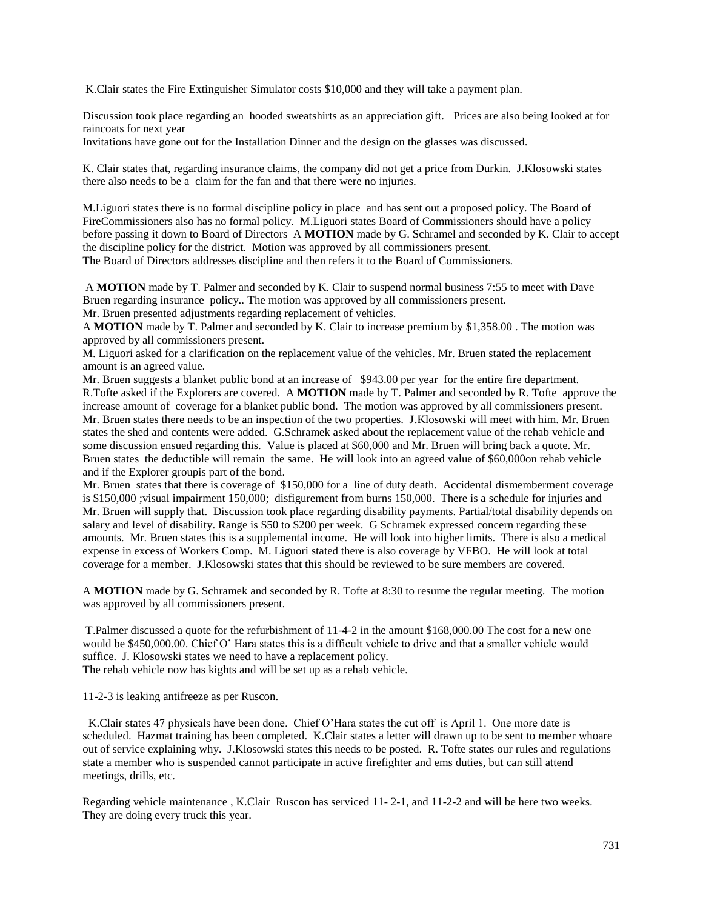K.Clair states the Fire Extinguisher Simulator costs $10,000 and they will take a payment plan.

Discussion took place regarding an hooded sweatshirts as an appreciation gift. Prices are also being looked at for raincoats for next year
Invitations have gone out for the Installation Dinner and the design on the glasses was discussed.

K. Clair states that, regarding insurance claims, the company did not get a price from Durkin. J.Klosowski states there also needs to be a claim for the fan and that there were no injuries.

M.Liguori states there is no formal discipline policy in place and has sent out a proposed policy. The Board of FireCommissioners also has no formal policy. M.Liguori states Board of Commissioners should have a policy before passing it down to Board of Directors A **MOTION** made by G. Schramel and seconded by K. Clair to accept the discipline policy for the district. Motion was approved by all commissioners present.
The Board of Directors addresses discipline and then refers it to the Board of Commissioners.

A **MOTION** made by T. Palmer and seconded by K. Clair to suspend normal business 7:55 to meet with Dave Bruen regarding insurance policy.. The motion was approved by all commissioners present.
Mr. Bruen presented adjustments regarding replacement of vehicles.
A **MOTION** made by T. Palmer and seconded by K. Clair to increase premium by $1,358.00 . The motion was approved by all commissioners present.
M. Liguori asked for a clarification on the replacement value of the vehicles. Mr. Bruen stated the replacement amount is an agreed value.
Mr. Bruen suggests a blanket public bond at an increase of $943.00 per year for the entire fire department. R.Tofte asked if the Explorers are covered. A **MOTION** made by T. Palmer and seconded by R. Tofte approve the increase amount of coverage for a blanket public bond. The motion was approved by all commissioners present.
Mr. Bruen states there needs to be an inspection of the two properties. J.Klosowski will meet with him. Mr. Bruen states the shed and contents were added. G.Schramek asked about the replacement value of the rehab vehicle and some discussion ensued regarding this. Value is placed at $60,000 and Mr. Bruen will bring back a quote. Mr. Bruen states the deductible will remain the same. He will look into an agreed value of $60,000on rehab vehicle and if the Explorer groupis part of the bond.
Mr. Bruen states that there is coverage of $150,000 for a line of duty death. Accidental dismemberment coverage is $150,000 ;visual impairment 150,000; disfigurement from burns 150,000. There is a schedule for injuries and Mr. Bruen will supply that. Discussion took place regarding disability payments. Partial/total disability depends on salary and level of disability. Range is $50 to $200 per week. G Schramek expressed concern regarding these amounts. Mr. Bruen states this is a supplemental income. He will look into higher limits. There is also a medical expense in excess of Workers Comp. M. Liguori stated there is also coverage by VFBO. He will look at total coverage for a member. J.Klosowski states that this should be reviewed to be sure members are covered.

A **MOTION** made by G. Schramek and seconded by R. Tofte at 8:30 to resume the regular meeting. The motion was approved by all commissioners present.

T.Palmer discussed a quote for the refurbishment of 11-4-2 in the amount $168,000.00 The cost for a new one would be $450,000.00. Chief O' Hara states this is a difficult vehicle to drive and that a smaller vehicle would suffice. J. Klosowski states we need to have a replacement policy.
The rehab vehicle now has kights and will be set up as a rehab vehicle.

11-2-3 is leaking antifreeze as per Ruscon.

K.Clair states 47 physicals have been done. Chief O'Hara states the cut off is April 1. One more date is scheduled. Hazmat training has been completed. K.Clair states a letter will drawn up to be sent to member whoare out of service explaining why. J.Klosowski states this needs to be posted. R. Tofte states our rules and regulations state a member who is suspended cannot participate in active firefighter and ems duties, but can still attend meetings, drills, etc.

Regarding vehicle maintenance , K.Clair Ruscon has serviced 11- 2-1, and 11-2-2 and will be here two weeks. They are doing every truck this year.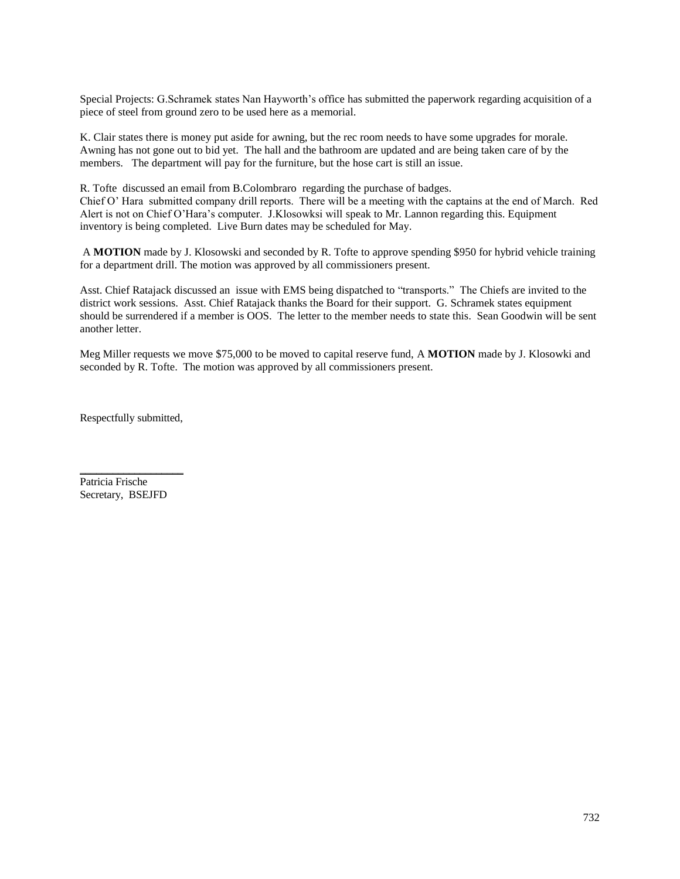Special Projects: G.Schramek states Nan Hayworth's office has submitted the paperwork regarding acquisition of a piece of steel from ground zero to be used here as a memorial.

K. Clair states there is money put aside for awning, but the rec room needs to have some upgrades for morale. Awning has not gone out to bid yet. The hall and the bathroom are updated and are being taken care of by the members. The department will pay for the furniture, but the hose cart is still an issue.

R. Tofte discussed an email from B.Colombraro regarding the purchase of badges.
Chief O' Hara submitted company drill reports. There will be a meeting with the captains at the end of March. Red Alert is not on Chief O'Hara's computer. J.Klosowksi will speak to Mr. Lannon regarding this. Equipment inventory is being completed. Live Burn dates may be scheduled for May.

A **MOTION** made by J. Klosowski and seconded by R. Tofte to approve spending $950 for hybrid vehicle training for a department drill. The motion was approved by all commissioners present.

Asst. Chief Ratajack discussed an issue with EMS being dispatched to "transports." The Chiefs are invited to the district work sessions. Asst. Chief Ratajack thanks the Board for their support. G. Schramek states equipment should be surrendered if a member is OOS. The letter to the member needs to state this. Sean Goodwin will be sent another letter.

Meg Miller requests we move $75,000 to be moved to capital reserve fund, A **MOTION** made by J. Klosowki and seconded by R. Tofte. The motion was approved by all commissioners present.

Respectfully submitted,

___________________
Patricia Frische
Secretary, BSEJFD